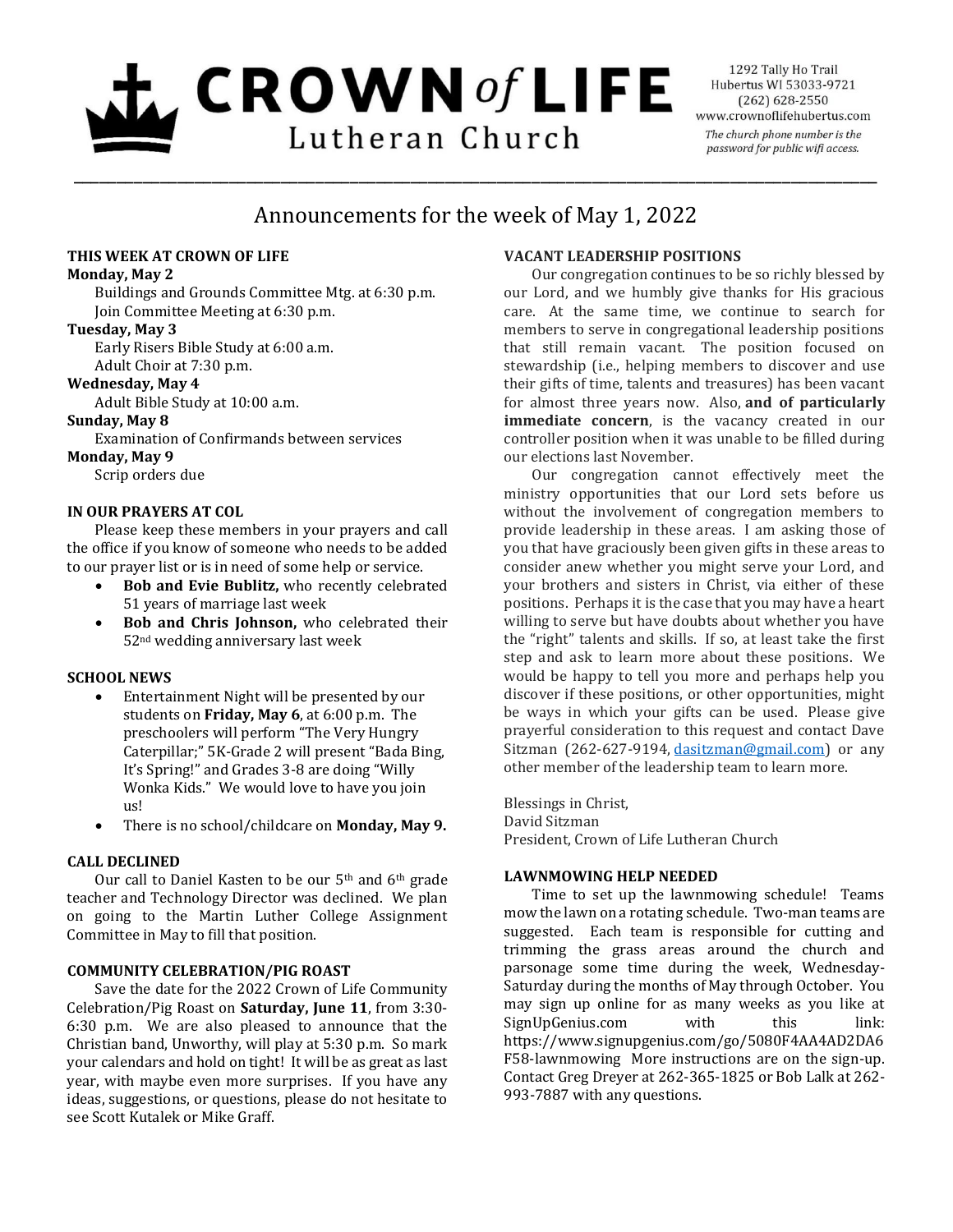# CROWN of LIFE Lutheran Church

1292 Tally Ho Trail
Hubertus WI 53033-9721
(262) 628-2550
www.crownoflifehubertus.com
*The church phone number is the password for public wifi access.*

## Announcements for the week of May 1, 2022

### THIS WEEK AT CROWN OF LIFE

**Monday, May 2**
Buildings and Grounds Committee Mtg. at 6:30 p.m.
Join Committee Meeting at 6:30 p.m.

**Tuesday, May 3**
Early Risers Bible Study at 6:00 a.m.
Adult Choir at 7:30 p.m.

**Wednesday, May 4**
Adult Bible Study at 10:00 a.m.

**Sunday, May 8**
Examination of Confirmands between services

**Monday, May 9**
Scrip orders due

### IN OUR PRAYERS AT COL

Please keep these members in your prayers and call the office if you know of someone who needs to be added to our prayer list or is in need of some help or service.

- **Bob and Evie Bublitz,** who recently celebrated 51 years of marriage last week
- **Bob and Chris Johnson,** who celebrated their 52nd wedding anniversary last week

### SCHOOL NEWS

- Entertainment Night will be presented by our students on **Friday, May 6**, at 6:00 p.m. The preschoolers will perform "The Very Hungry Caterpillar;" 5K-Grade 2 will present "Bada Bing, It's Spring!" and Grades 3-8 are doing "Willy Wonka Kids." We would love to have you join us!
- There is no school/childcare on **Monday, May 9.**

### CALL DECLINED

Our call to Daniel Kasten to be our 5th and 6th grade teacher and Technology Director was declined. We plan on going to the Martin Luther College Assignment Committee in May to fill that position.

### COMMUNITY CELEBRATION/PIG ROAST

Save the date for the 2022 Crown of Life Community Celebration/Pig Roast on **Saturday, June 11**, from 3:30-6:30 p.m. We are also pleased to announce that the Christian band, Unworthy, will play at 5:30 p.m. So mark your calendars and hold on tight! It will be as great as last year, with maybe even more surprises. If you have any ideas, suggestions, or questions, please do not hesitate to see Scott Kutalek or Mike Graff.

### VACANT LEADERSHIP POSITIONS

Our congregation continues to be so richly blessed by our Lord, and we humbly give thanks for His gracious care. At the same time, we continue to search for members to serve in congregational leadership positions that still remain vacant. The position focused on stewardship (i.e., helping members to discover and use their gifts of time, talents and treasures) has been vacant for almost three years now. Also, **and of particularly immediate concern**, is the vacancy created in our controller position when it was unable to be filled during our elections last November.

Our congregation cannot effectively meet the ministry opportunities that our Lord sets before us without the involvement of congregation members to provide leadership in these areas. I am asking those of you that have graciously been given gifts in these areas to consider anew whether you might serve your Lord, and your brothers and sisters in Christ, via either of these positions. Perhaps it is the case that you may have a heart willing to serve but have doubts about whether you have the "right" talents and skills. If so, at least take the first step and ask to learn more about these positions. We would be happy to tell you more and perhaps help you discover if these positions, or other opportunities, might be ways in which your gifts can be used. Please give prayerful consideration to this request and contact Dave Sitzman (262-627-9194, dasitzman@gmail.com) or any other member of the leadership team to learn more.

Blessings in Christ,
David Sitzman
President, Crown of Life Lutheran Church

### LAWNMOWING HELP NEEDED

Time to set up the lawnmowing schedule! Teams mow the lawn on a rotating schedule. Two-man teams are suggested. Each team is responsible for cutting and trimming the grass areas around the church and parsonage some time during the week, Wednesday-Saturday during the months of May through October. You may sign up online for as many weeks as you like at SignUpGenius.com with this link: https://www.signupgenius.com/go/5080F4AA4AD2DA6F58-lawnmowing More instructions are on the sign-up. Contact Greg Dreyer at 262-365-1825 or Bob Lalk at 262-993-7887 with any questions.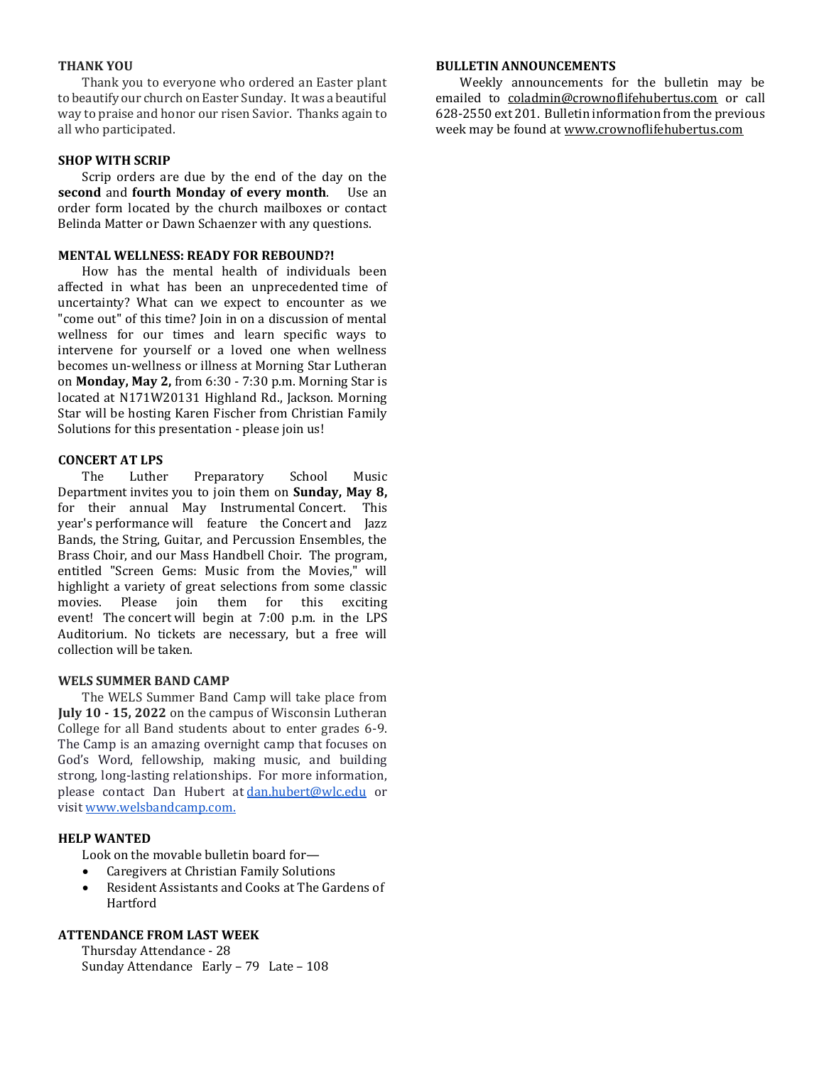## THANK YOU

Thank you to everyone who ordered an Easter plant to beautify our church on Easter Sunday. It was a beautiful way to praise and honor our risen Savior. Thanks again to all who participated.

## SHOP WITH SCRIP

Scrip orders are due by the end of the day on the **second** and **fourth Monday of every month**. Use an order form located by the church mailboxes or contact Belinda Matter or Dawn Schaenzer with any questions.

## MENTAL WELLNESS: READY FOR REBOUND?!

How has the mental health of individuals been affected in what has been an unprecedented time of uncertainty? What can we expect to encounter as we "come out" of this time? Join in on a discussion of mental wellness for our times and learn specific ways to intervene for yourself or a loved one when wellness becomes un-wellness or illness at Morning Star Lutheran on **Monday, May 2,** from 6:30 - 7:30 p.m. Morning Star is located at N171W20131 Highland Rd., Jackson. Morning Star will be hosting Karen Fischer from Christian Family Solutions for this presentation - please join us!

## CONCERT AT LPS

The Luther Preparatory School Music Department invites you to join them on **Sunday, May 8,** for their annual May Instrumental Concert. This year's performance will feature the Concert and Jazz Bands, the String, Guitar, and Percussion Ensembles, the Brass Choir, and our Mass Handbell Choir. The program, entitled "Screen Gems: Music from the Movies," will highlight a variety of great selections from some classic movies. Please join them for this exciting event! The concert will begin at 7:00 p.m. in the LPS Auditorium. No tickets are necessary, but a free will collection will be taken.

## WELS SUMMER BAND CAMP

The WELS Summer Band Camp will take place from **July 10 - 15, 2022** on the campus of Wisconsin Lutheran College for all Band students about to enter grades 6-9. The Camp is an amazing overnight camp that focuses on God's Word, fellowship, making music, and building strong, long-lasting relationships. For more information, please contact Dan Hubert at dan.hubert@wlc.edu or visit www.welsbandcamp.com.

## HELP WANTED

Look on the movable bulletin board for—

- Caregivers at Christian Family Solutions
- Resident Assistants and Cooks at The Gardens of Hartford

## ATTENDANCE FROM LAST WEEK

Thursday Attendance - 28
Sunday Attendance Early – 79 Late – 108

## BULLETIN ANNOUNCEMENTS

Weekly announcements for the bulletin may be emailed to coladmin@crownoflifehubertus.com or call 628-2550 ext 201. Bulletin information from the previous week may be found at www.crownoflifehubertus.com